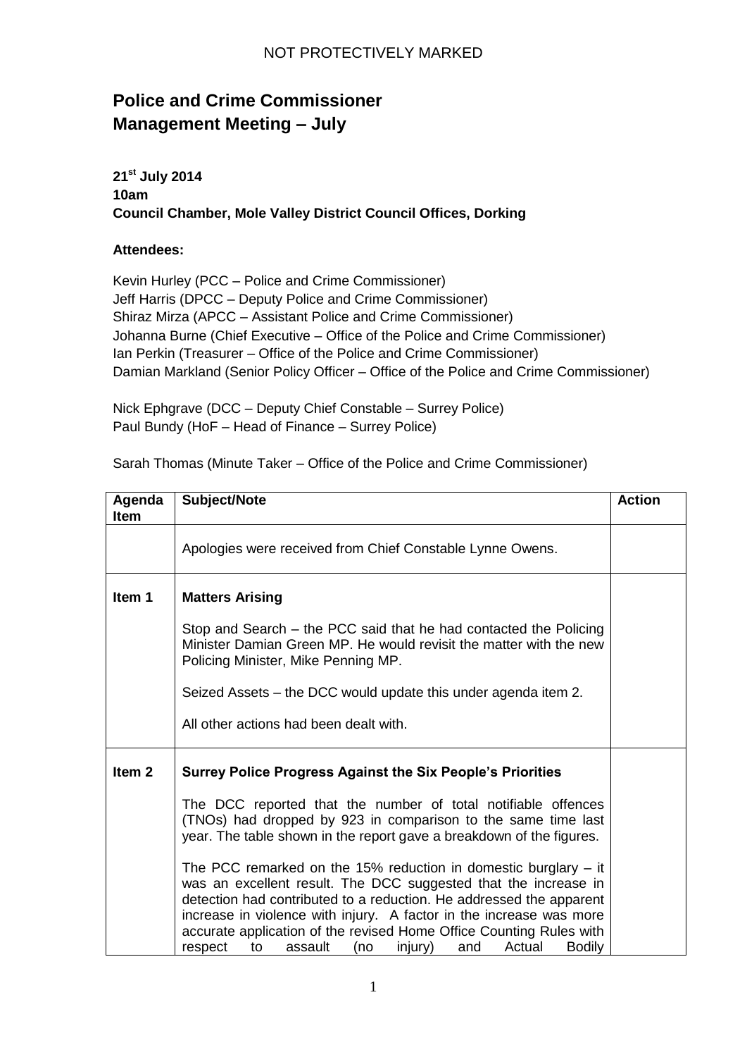NOT PROTECTIVELY MARKED

# Police and Crime Commissioner Management Meeting – July

**21st July 2014**
**10am**
**Council Chamber, Mole Valley District Council Offices, Dorking**

**Attendees:**

Kevin Hurley (PCC – Police and Crime Commissioner)
Jeff Harris (DPCC – Deputy Police and Crime Commissioner)
Shiraz Mirza (APCC – Assistant Police and Crime Commissioner)
Johanna Burne (Chief Executive – Office of the Police and Crime Commissioner)
Ian Perkin (Treasurer – Office of the Police and Crime Commissioner)
Damian Markland (Senior Policy Officer – Office of the Police and Crime Commissioner)

Nick Ephgrave (DCC – Deputy Chief Constable – Surrey Police)
Paul Bundy (HoF – Head of Finance – Surrey Police)

Sarah Thomas (Minute Taker – Office of the Police and Crime Commissioner)

| Agenda Item | Subject/Note | Action |
|---|---|---|
| | Apologies were received from Chief Constable Lynne Owens. | |
| Item 1 | **Matters Arising**<br><br>Stop and Search – the PCC said that he had contacted the Policing Minister Damian Green MP. He would revisit the matter with the new Policing Minister, Mike Penning MP.<br><br>Seized Assets – the DCC would update this under agenda item 2.<br><br>All other actions had been dealt with. | |
| Item 2 | **Surrey Police Progress Against the Six People's Priorities**<br><br>The DCC reported that the number of total notifiable offences (TNOs) had dropped by 923 in comparison to the same time last year. The table shown in the report gave a breakdown of the figures.<br><br>The PCC remarked on the 15% reduction in domestic burglary – it was an excellent result. The DCC suggested that the increase in detection had contributed to a reduction. He addressed the apparent increase in violence with injury. A factor in the increase was more accurate application of the revised Home Office Counting Rules with respect to assault (no injury) and Actual Bodily | |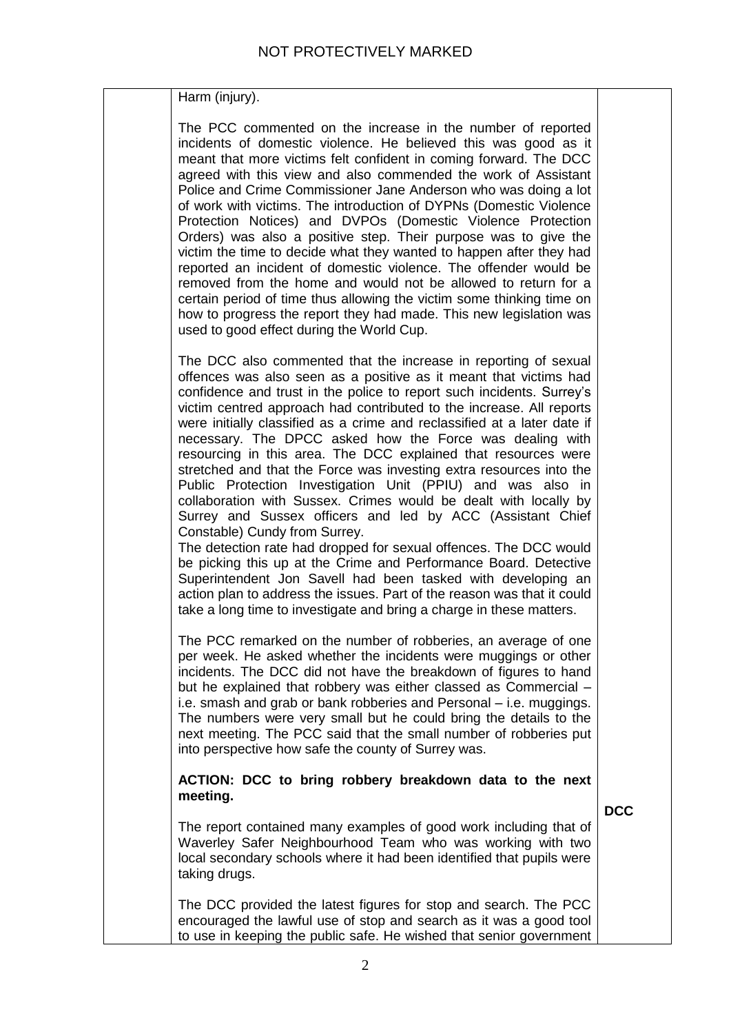Harm (injury).

The PCC commented on the increase in the number of reported incidents of domestic violence. He believed this was good as it meant that more victims felt confident in coming forward. The DCC agreed with this view and also commended the work of Assistant Police and Crime Commissioner Jane Anderson who was doing a lot of work with victims. The introduction of DYPNs (Domestic Violence Protection Notices) and DVPOs (Domestic Violence Protection Orders) was also a positive step. Their purpose was to give the victim the time to decide what they wanted to happen after they had reported an incident of domestic violence. The offender would be removed from the home and would not be allowed to return for a certain period of time thus allowing the victim some thinking time on how to progress the report they had made. This new legislation was used to good effect during the World Cup.

The DCC also commented that the increase in reporting of sexual offences was also seen as a positive as it meant that victims had confidence and trust in the police to report such incidents. Surrey's victim centred approach had contributed to the increase. All reports were initially classified as a crime and reclassified at a later date if necessary. The DPCC asked how the Force was dealing with resourcing in this area. The DCC explained that resources were stretched and that the Force was investing extra resources into the Public Protection Investigation Unit (PPIU) and was also in collaboration with Sussex. Crimes would be dealt with locally by Surrey and Sussex officers and led by ACC (Assistant Chief Constable) Cundy from Surrey.
The detection rate had dropped for sexual offences. The DCC would be picking this up at the Crime and Performance Board. Detective Superintendent Jon Savell had been tasked with developing an action plan to address the issues. Part of the reason was that it could take a long time to investigate and bring a charge in these matters.

The PCC remarked on the number of robberies, an average of one per week. He asked whether the incidents were muggings or other incidents. The DCC did not have the breakdown of figures to hand but he explained that robbery was either classed as Commercial – i.e. smash and grab or bank robberies and Personal – i.e. muggings. The numbers were very small but he could bring the details to the next meeting. The PCC said that the small number of robberies put into perspective how safe the county of Surrey was.

**ACTION: DCC to bring robbery breakdown data to the next meeting.** — **DCC**

The report contained many examples of good work including that of Waverley Safer Neighbourhood Team who was working with two local secondary schools where it had been identified that pupils were taking drugs.

The DCC provided the latest figures for stop and search. The PCC encouraged the lawful use of stop and search as it was a good tool to use in keeping the public safe. He wished that senior government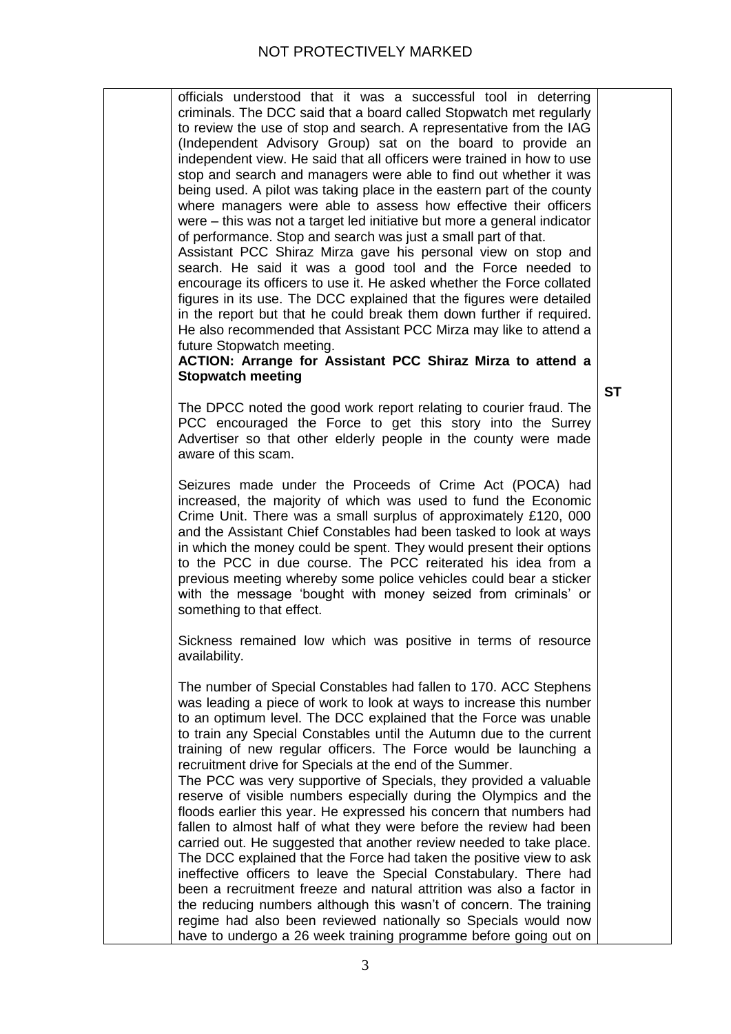officials understood that it was a successful tool in deterring criminals. The DCC said that a board called Stopwatch met regularly to review the use of stop and search. A representative from the IAG (Independent Advisory Group) sat on the board to provide an independent view. He said that all officers were trained in how to use stop and search and managers were able to find out whether it was being used. A pilot was taking place in the eastern part of the county where managers were able to assess how effective their officers were – this was not a target led initiative but more a general indicator of performance. Stop and search was just a small part of that.

Assistant PCC Shiraz Mirza gave his personal view on stop and search. He said it was a good tool and the Force needed to encourage its officers to use it. He asked whether the Force collated figures in its use. The DCC explained that the figures were detailed in the report but that he could break them down further if required. He also recommended that Assistant PCC Mirza may like to attend a future Stopwatch meeting.

**ACTION: Arrange for Assistant PCC Shiraz Mirza to attend a Stopwatch meeting** — **ST**

The DPCC noted the good work report relating to courier fraud. The PCC encouraged the Force to get this story into the Surrey Advertiser so that other elderly people in the county were made aware of this scam.

Seizures made under the Proceeds of Crime Act (POCA) had increased, the majority of which was used to fund the Economic Crime Unit. There was a small surplus of approximately £120, 000 and the Assistant Chief Constables had been tasked to look at ways in which the money could be spent. They would present their options to the PCC in due course. The PCC reiterated his idea from a previous meeting whereby some police vehicles could bear a sticker with the message 'bought with money seized from criminals' or something to that effect.

Sickness remained low which was positive in terms of resource availability.

The number of Special Constables had fallen to 170. ACC Stephens was leading a piece of work to look at ways to increase this number to an optimum level. The DCC explained that the Force was unable to train any Special Constables until the Autumn due to the current training of new regular officers. The Force would be launching a recruitment drive for Specials at the end of the Summer.

The PCC was very supportive of Specials, they provided a valuable reserve of visible numbers especially during the Olympics and the floods earlier this year. He expressed his concern that numbers had fallen to almost half of what they were before the review had been carried out. He suggested that another review needed to take place. The DCC explained that the Force had taken the positive view to ask ineffective officers to leave the Special Constabulary. There had been a recruitment freeze and natural attrition was also a factor in the reducing numbers although this wasn't of concern. The training regime had also been reviewed nationally so Specials would now have to undergo a 26 week training programme before going out on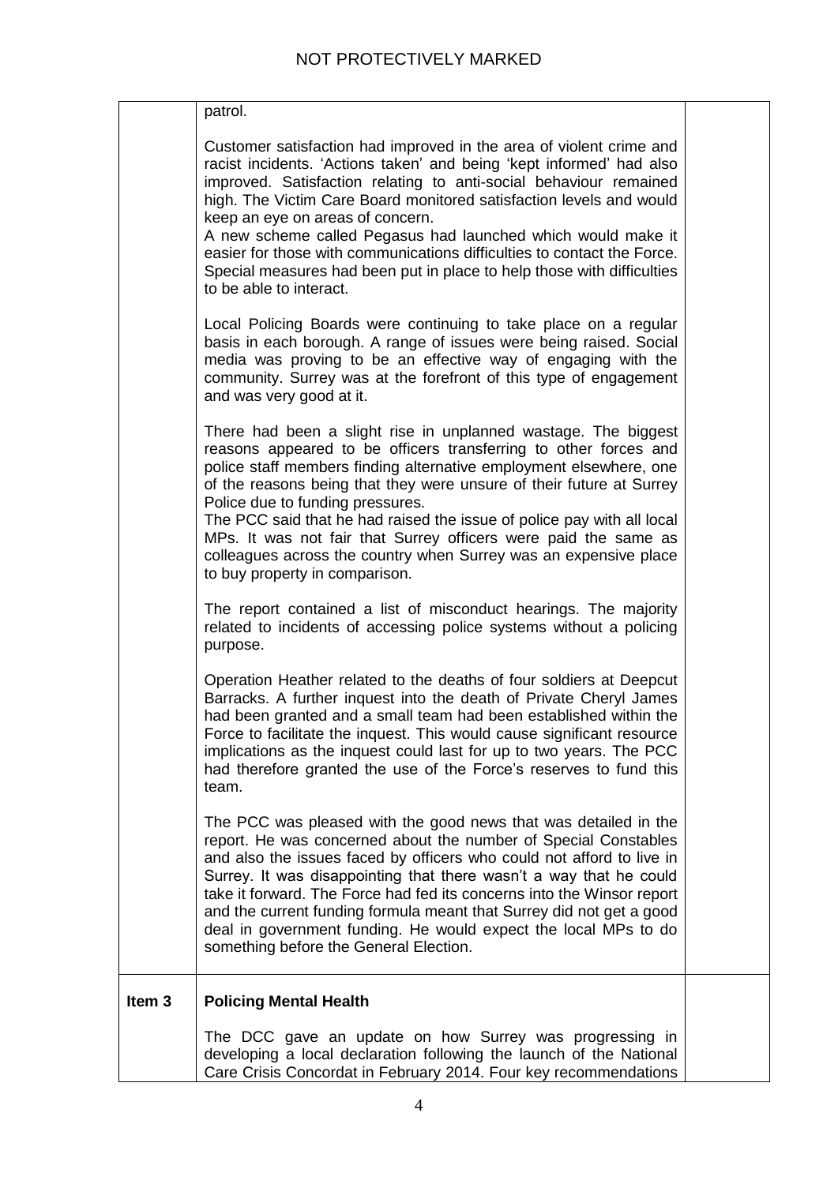| | | |
|---|---|---|
| | patrol.<br><br>Customer satisfaction had improved in the area of violent crime and racist incidents. 'Actions taken' and being 'kept informed' had also improved. Satisfaction relating to anti-social behaviour remained high. The Victim Care Board monitored satisfaction levels and would keep an eye on areas of concern.<br>A new scheme called Pegasus had launched which would make it easier for those with communications difficulties to contact the Force. Special measures had been put in place to help those with difficulties to be able to interact.<br><br>Local Policing Boards were continuing to take place on a regular basis in each borough. A range of issues were being raised. Social media was proving to be an effective way of engaging with the community. Surrey was at the forefront of this type of engagement and was very good at it.<br><br>There had been a slight rise in unplanned wastage. The biggest reasons appeared to be officers transferring to other forces and police staff members finding alternative employment elsewhere, one of the reasons being that they were unsure of their future at Surrey Police due to funding pressures.<br>The PCC said that he had raised the issue of police pay with all local MPs. It was not fair that Surrey officers were paid the same as colleagues across the country when Surrey was an expensive place to buy property in comparison.<br><br>The report contained a list of misconduct hearings. The majority related to incidents of accessing police systems without a policing purpose.<br><br>Operation Heather related to the deaths of four soldiers at Deepcut Barracks. A further inquest into the death of Private Cheryl James had been granted and a small team had been established within the Force to facilitate the inquest. This would cause significant resource implications as the inquest could last for up to two years. The PCC had therefore granted the use of the Force's reserves to fund this team.<br><br>The PCC was pleased with the good news that was detailed in the report. He was concerned about the number of Special Constables and also the issues faced by officers who could not afford to live in Surrey. It was disappointing that there wasn't a way that he could take it forward. The Force had fed its concerns into the Winsor report and the current funding formula meant that Surrey did not get a good deal in government funding. He would expect the local MPs to do something before the General Election. | |
| **Item 3** | **Policing Mental Health**<br><br>The DCC gave an update on how Surrey was progressing in developing a local declaration following the launch of the National Care Crisis Concordat in February 2014. Four key recommendations | |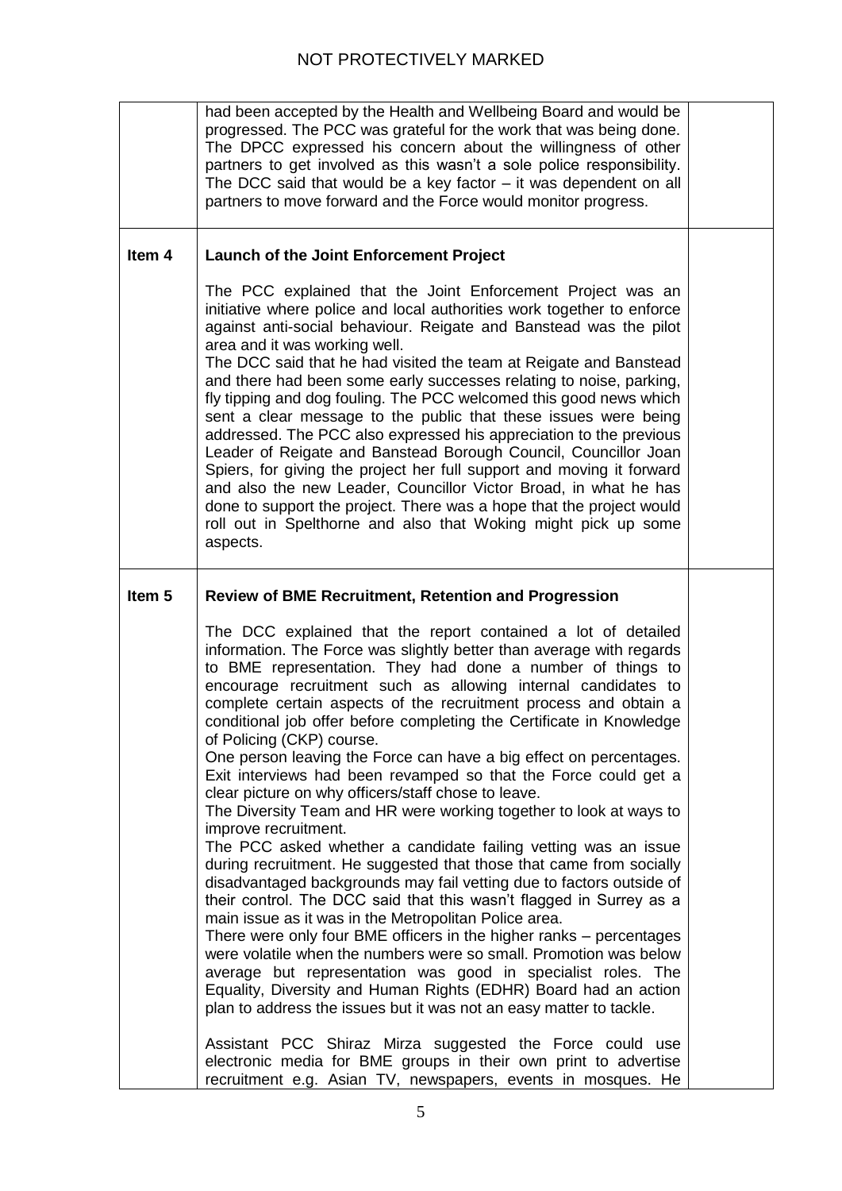| | | |
|---|---|---|
| | had been accepted by the Health and Wellbeing Board and would be progressed. The PCC was grateful for the work that was being done. The DPCC expressed his concern about the willingness of other partners to get involved as this wasn't a sole police responsibility. The DCC said that would be a key factor – it was dependent on all partners to move forward and the Force would monitor progress. | |
| **Item 4** | **Launch of the Joint Enforcement Project**<br><br>The PCC explained that the Joint Enforcement Project was an initiative where police and local authorities work together to enforce against anti-social behaviour. Reigate and Banstead was the pilot area and it was working well.<br>The DCC said that he had visited the team at Reigate and Banstead and there had been some early successes relating to noise, parking, fly tipping and dog fouling. The PCC welcomed this good news which sent a clear message to the public that these issues were being addressed. The PCC also expressed his appreciation to the previous Leader of Reigate and Banstead Borough Council, Councillor Joan Spiers, for giving the project her full support and moving it forward and also the new Leader, Councillor Victor Broad, in what he has done to support the project. There was a hope that the project would roll out in Spelthorne and also that Woking might pick up some aspects. | |
| **Item 5** | **Review of BME Recruitment, Retention and Progression**<br><br>The DCC explained that the report contained a lot of detailed information. The Force was slightly better than average with regards to BME representation. They had done a number of things to encourage recruitment such as allowing internal candidates to complete certain aspects of the recruitment process and obtain a conditional job offer before completing the Certificate in Knowledge of Policing (CKP) course.<br>One person leaving the Force can have a big effect on percentages. Exit interviews had been revamped so that the Force could get a clear picture on why officers/staff chose to leave.<br>The Diversity Team and HR were working together to look at ways to improve recruitment.<br>The PCC asked whether a candidate failing vetting was an issue during recruitment. He suggested that those that came from socially disadvantaged backgrounds may fail vetting due to factors outside of their control. The DCC said that this wasn't flagged in Surrey as a main issue as it was in the Metropolitan Police area.<br>There were only four BME officers in the higher ranks – percentages were volatile when the numbers were so small. Promotion was below average but representation was good in specialist roles. The Equality, Diversity and Human Rights (EDHR) Board had an action plan to address the issues but it was not an easy matter to tackle.<br><br>Assistant PCC Shiraz Mirza suggested the Force could use electronic media for BME groups in their own print to advertise recruitment e.g. Asian TV, newspapers, events in mosques. He | |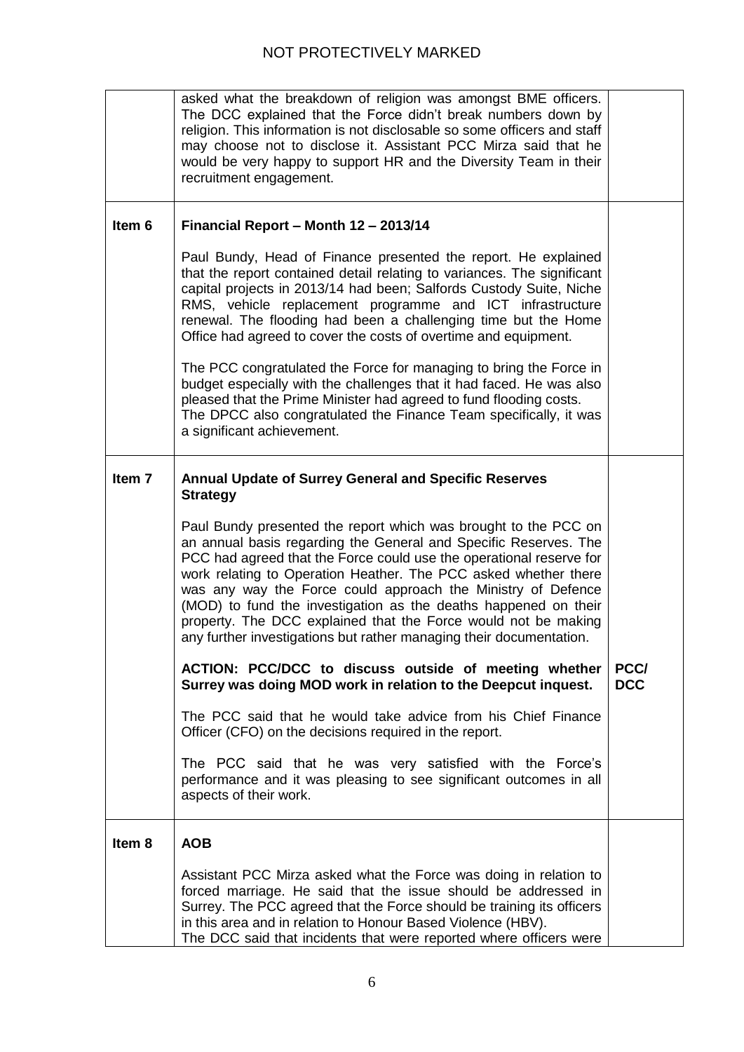|  |  |  |
| --- | --- | --- |
|  | asked what the breakdown of religion was amongst BME officers. The DCC explained that the Force didn't break numbers down by religion. This information is not disclosable so some officers and staff may choose not to disclose it. Assistant PCC Mirza said that he would be very happy to support HR and the Diversity Team in their recruitment engagement. |  |
| Item 6 | **Financial Report – Month 12 – 2013/14**<br><br>Paul Bundy, Head of Finance presented the report. He explained that the report contained detail relating to variances. The significant capital projects in 2013/14 had been; Salfords Custody Suite, Niche RMS, vehicle replacement programme and ICT infrastructure renewal. The flooding had been a challenging time but the Home Office had agreed to cover the costs of overtime and equipment.<br><br>The PCC congratulated the Force for managing to bring the Force in budget especially with the challenges that it had faced. He was also pleased that the Prime Minister had agreed to fund flooding costs. The DPCC also congratulated the Finance Team specifically, it was a significant achievement. |  |
| Item 7 | **Annual Update of Surrey General and Specific Reserves Strategy**<br><br>Paul Bundy presented the report which was brought to the PCC on an annual basis regarding the General and Specific Reserves. The PCC had agreed that the Force could use the operational reserve for work relating to Operation Heather. The PCC asked whether there was any way the Force could approach the Ministry of Defence (MOD) to fund the investigation as the deaths happened on their property. The DCC explained that the Force would not be making any further investigations but rather managing their documentation.<br><br>**ACTION: PCC/DCC to discuss outside of meeting whether Surrey was doing MOD work in relation to the Deepcut inquest.**<br><br>The PCC said that he would take advice from his Chief Finance Officer (CFO) on the decisions required in the report.<br><br>The PCC said that he was very satisfied with the Force's performance and it was pleasing to see significant outcomes in all aspects of their work. | **PCC/ DCC** |
| Item 8 | **AOB**<br><br>Assistant PCC Mirza asked what the Force was doing in relation to forced marriage. He said that the issue should be addressed in Surrey. The PCC agreed that the Force should be training its officers in this area and in relation to Honour Based Violence (HBV).<br>The DCC said that incidents that were reported where officers were |  |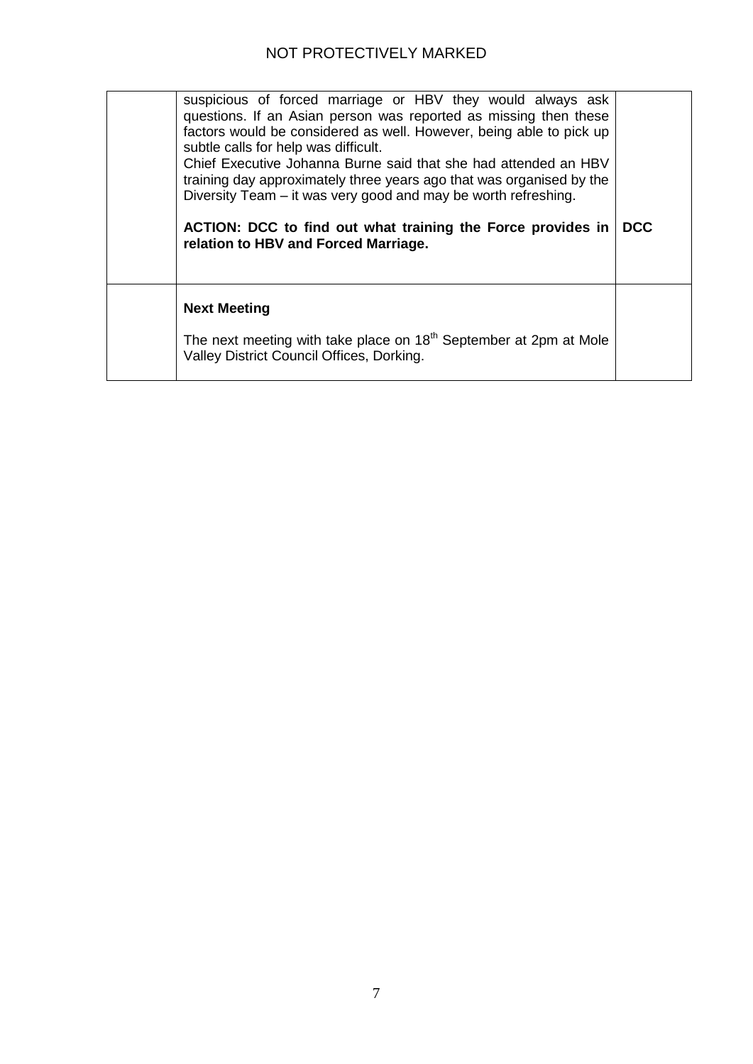| | | |
|---|---|---|
| | suspicious of forced marriage or HBV they would always ask questions. If an Asian person was reported as missing then these factors would be considered as well. However, being able to pick up subtle calls for help was difficult.<br>Chief Executive Johanna Burne said that she had attended an HBV training day approximately three years ago that was organised by the Diversity Team – it was very good and may be worth refreshing.<br><br>**ACTION: DCC to find out what training the Force provides in relation to HBV and Forced Marriage.** | **DCC** |
| | **Next Meeting**<br><br>The next meeting with take place on 18th September at 2pm at Mole Valley District Council Offices, Dorking. | |